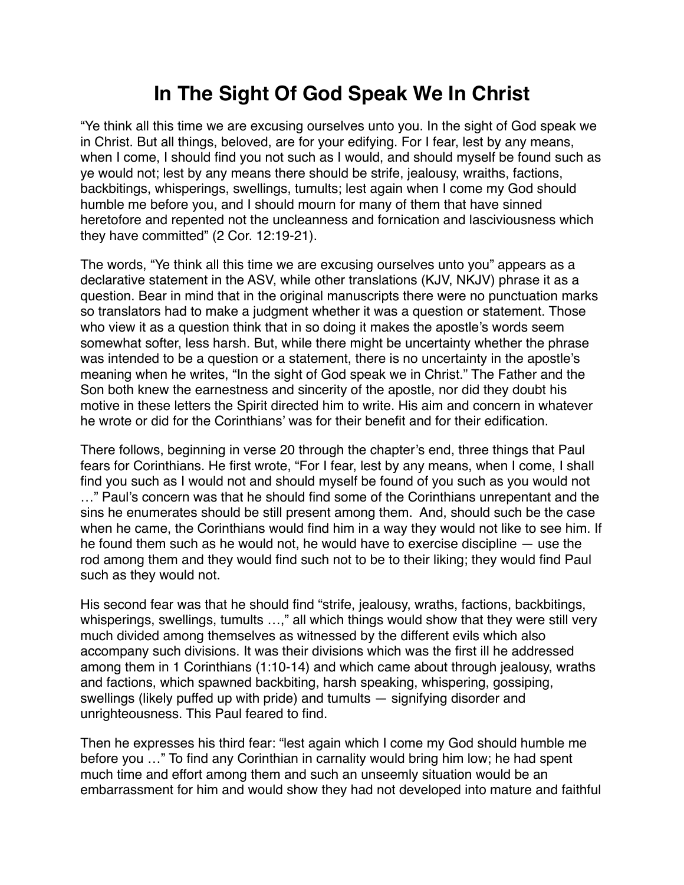# In The Sight Of God Speak We In Christ

"Ye think all this time we are excusing ourselves unto you. In the sight of God speak we in Christ. But all things, beloved, are for your edifying. For I fear, lest by any means, when I come, I should find you not such as I would, and should myself be found such as ye would not; lest by any means there should be strife, jealousy, wraiths, factions, backbitings, whisperings, swellings, tumults; lest again when I come my God should humble me before you, and I should mourn for many of them that have sinned heretofore and repented not the uncleanness and fornication and lasciviousness which they have committed" (2 Cor. 12:19-21).

The words, "Ye think all this time we are excusing ourselves unto you" appears as a declarative statement in the ASV, while other translations (KJV, NKJV) phrase it as a question. Bear in mind that in the original manuscripts there were no punctuation marks so translators had to make a judgment whether it was a question or statement. Those who view it as a question think that in so doing it makes the apostle's words seem somewhat softer, less harsh. But, while there might be uncertainty whether the phrase was intended to be a question or a statement, there is no uncertainty in the apostle's meaning when he writes, "In the sight of God speak we in Christ." The Father and the Son both knew the earnestness and sincerity of the apostle, nor did they doubt his motive in these letters the Spirit directed him to write. His aim and concern in whatever he wrote or did for the Corinthians' was for their benefit and for their edification.

There follows, beginning in verse 20 through the chapter's end, three things that Paul fears for Corinthians. He first wrote, "For I fear, lest by any means, when I come, I shall find you such as I would not and should myself be found of you such as you would not …" Paul's concern was that he should find some of the Corinthians unrepentant and the sins he enumerates should be still present among them. And, should such be the case when he came, the Corinthians would find him in a way they would not like to see him. If he found them such as he would not, he would have to exercise discipline — use the rod among them and they would find such not to be to their liking; they would find Paul such as they would not.

His second fear was that he should find "strife, jealousy, wraths, factions, backbitings, whisperings, swellings, tumults …," all which things would show that they were still very much divided among themselves as witnessed by the different evils which also accompany such divisions. It was their divisions which was the first ill he addressed among them in 1 Corinthians (1:10-14) and which came about through jealousy, wraths and factions, which spawned backbiting, harsh speaking, whispering, gossiping, swellings (likely puffed up with pride) and tumults — signifying disorder and unrighteousness. This Paul feared to find.

Then he expresses his third fear: "lest again which I come my God should humble me before you …" To find any Corinthian in carnality would bring him low; he had spent much time and effort among them and such an unseemly situation would be an embarrassment for him and would show they had not developed into mature and faithful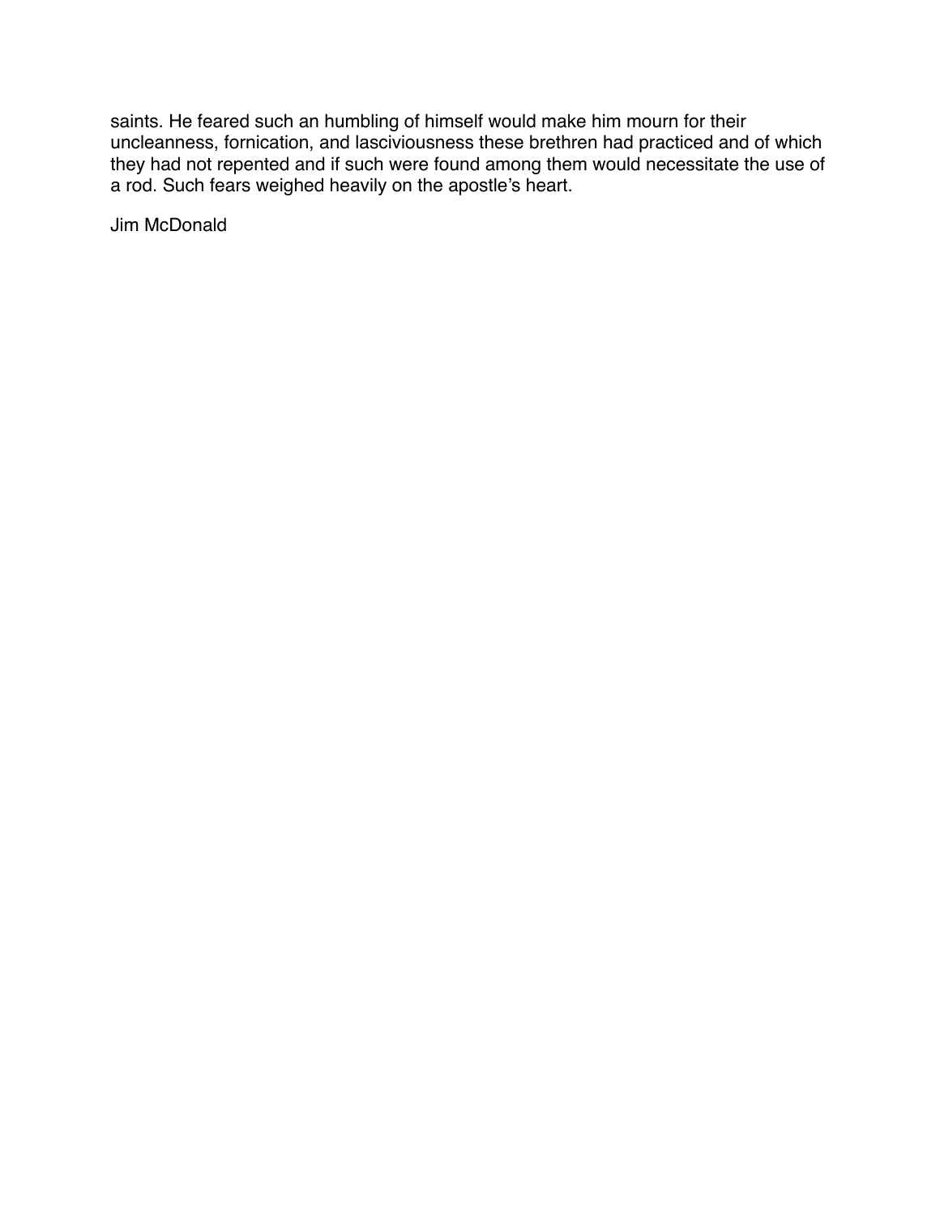saints. He feared such an humbling of himself would make him mourn for their uncleanness, fornication, and lasciviousness these brethren had practiced and of which they had not repented and if such were found among them would necessitate the use of a rod. Such fears weighed heavily on the apostle's heart.

Jim McDonald